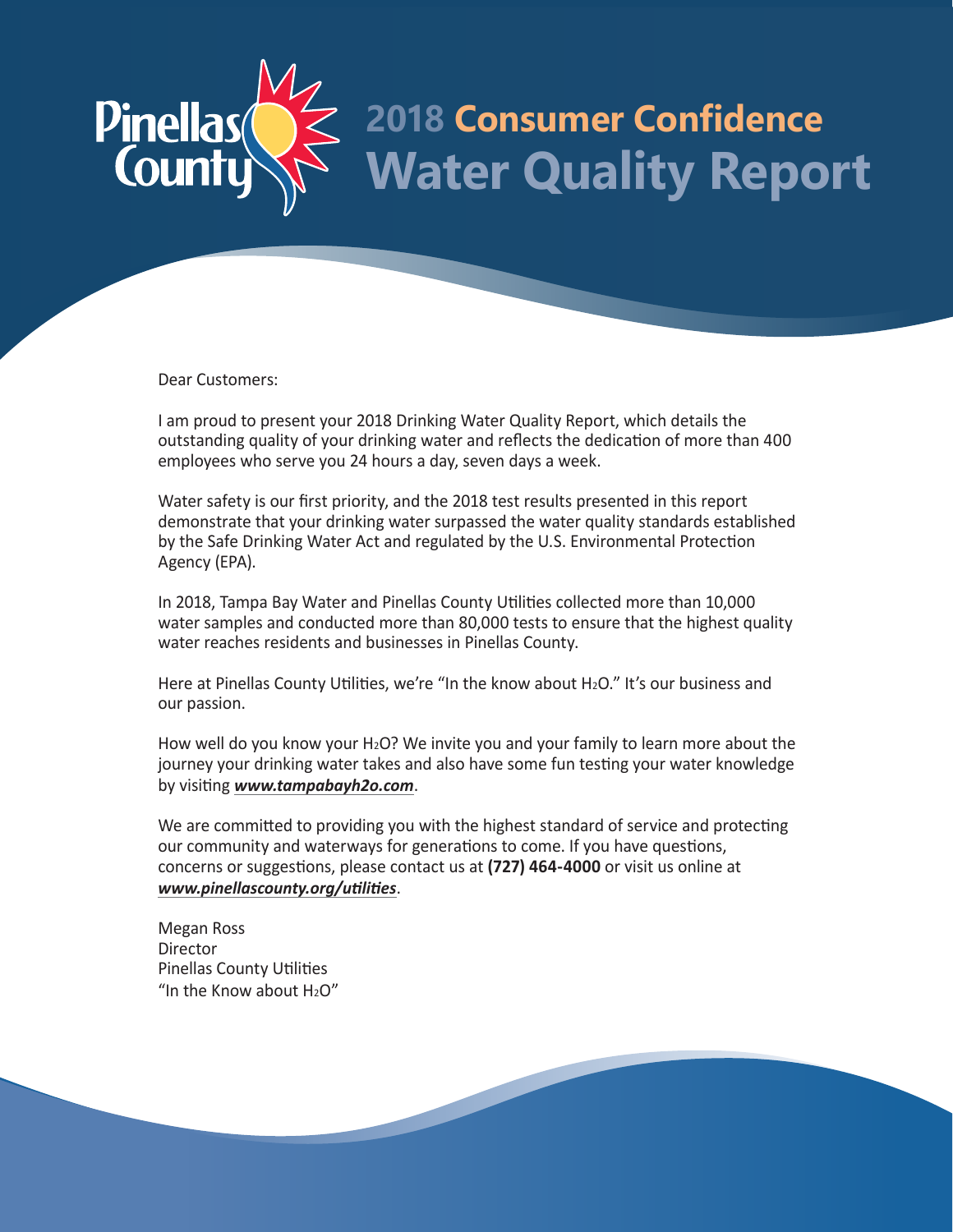# 2018 Consumer Confidence Water Quality Report

Dear Customers:

I am proud to present your 2018 Drinking Water Quality Report, which details the outstanding quality of your drinking water and reflects the dedication of more than 400 employees who serve you 24 hours a day, seven days a week.

Water safety is our first priority, and the 2018 test results presented in this report demonstrate that your drinking water surpassed the water quality standards established by the Safe Drinking Water Act and regulated by the U.S. Environmental Protection Agency (EPA).

In 2018, Tampa Bay Water and Pinellas County Utilities collected more than 10,000 water samples and conducted more than 80,000 tests to ensure that the highest quality water reaches residents and businesses in Pinellas County.

Here at Pinellas County Utilities, we're "In the know about $H_2O$." It's our business and our passion.

How well do you know your $H_2O$? We invite you and your family to learn more about the journey your drinking water takes and also have some fun testing your water knowledge by visiting ***www.tampabayh2o.com***.

We are committed to providing you with the highest standard of service and protecting our community and waterways for generations to come. If you have questions, concerns or suggestions, please contact us at **(727) 464-4000** or visit us online at ***www.pinellascounty.org/utilities***.

Megan Ross
Director
Pinellas County Utilities
"In the Know about $H_2O$"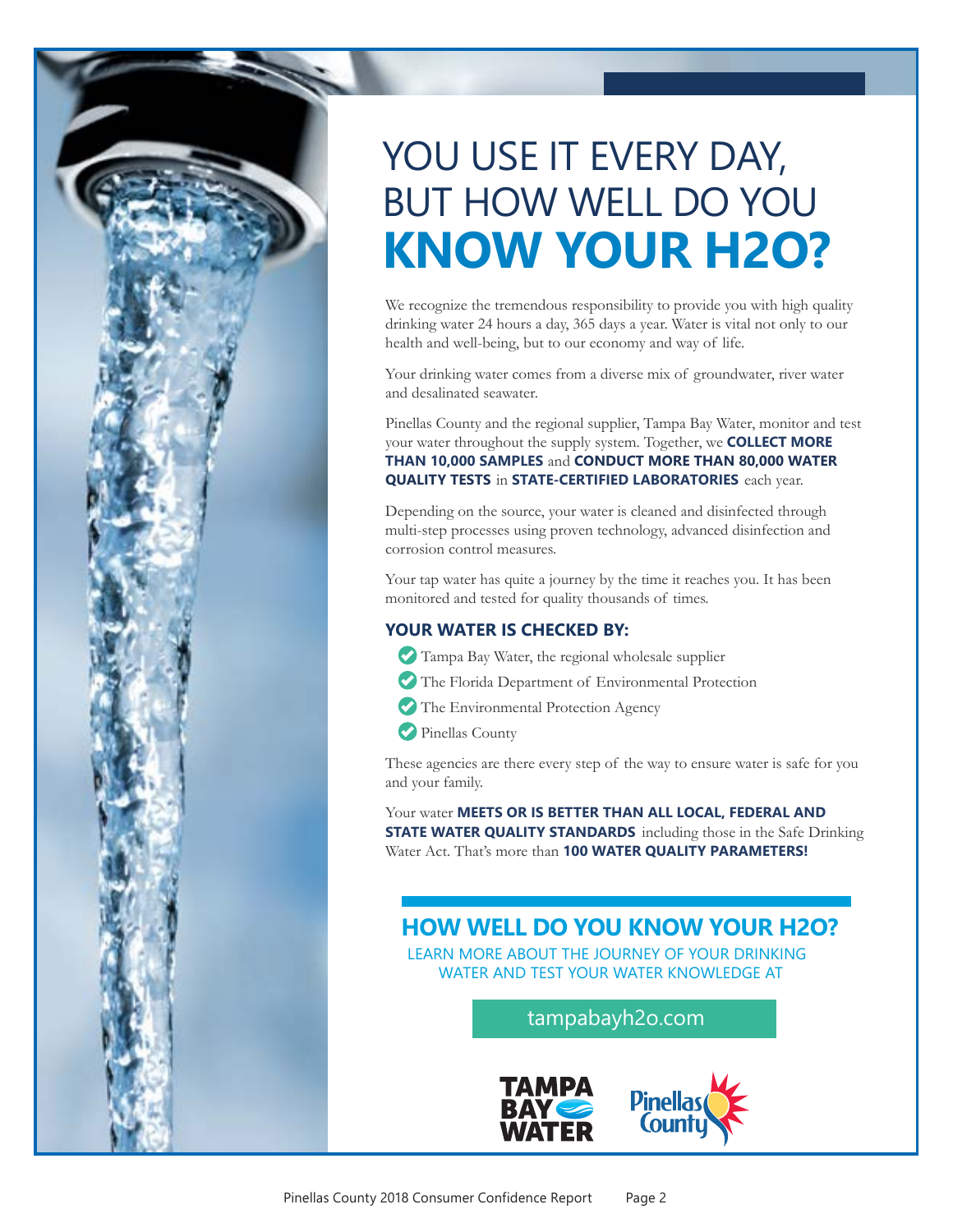# YOU USE IT EVERY DAY, BUT HOW WELL DO YOU **KNOW YOUR H2O?**

We recognize the tremendous responsibility to provide you with high quality drinking water 24 hours a day, 365 days a year. Water is vital not only to our health and well-being, but to our economy and way of life.

Your drinking water comes from a diverse mix of groundwater, river water and desalinated seawater.

Pinellas County and the regional supplier, Tampa Bay Water, monitor and test your water throughout the supply system. Together, we **COLLECT MORE THAN 10,000 SAMPLES** and **CONDUCT MORE THAN 80,000 WATER QUALITY TESTS** in **STATE-CERTIFIED LABORATORIES** each year.

Depending on the source, your water is cleaned and disinfected through multi-step processes using proven technology, advanced disinfection and corrosion control measures.

Your tap water has quite a journey by the time it reaches you. It has been monitored and tested for quality thousands of times.

### YOUR WATER IS CHECKED BY:

- Tampa Bay Water, the regional wholesale supplier
- The Florida Department of Environmental Protection
- The Environmental Protection Agency
- Pinellas County

These agencies are there every step of the way to ensure water is safe for you and your family.

Your water **MEETS OR IS BETTER THAN ALL LOCAL, FEDERAL AND STATE WATER QUALITY STANDARDS** including those in the Safe Drinking Water Act. That's more than **100 WATER QUALITY PARAMETERS!**

## HOW WELL DO YOU KNOW YOUR H2O?

LEARN MORE ABOUT THE JOURNEY OF YOUR DRINKING WATER AND TEST YOUR WATER KNOWLEDGE AT

tampabayh2o.com

TAMPA BAY WATER

Pinellas County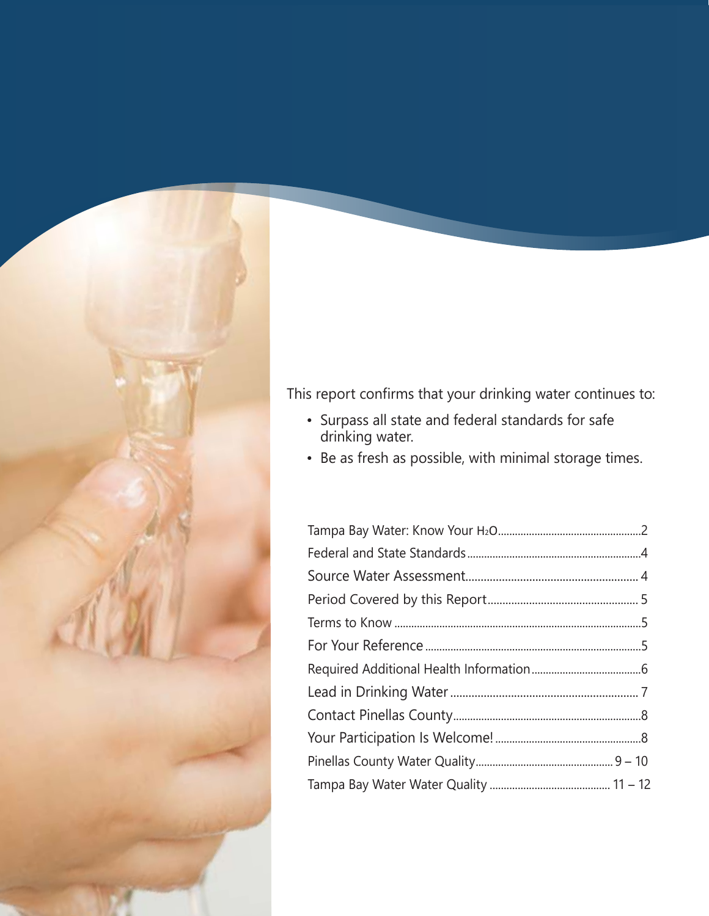This report confirms that your drinking water continues to:

- Surpass all state and federal standards for safe drinking water.
- Be as fresh as possible, with minimal storage times.

| | |
|---|---|
| Tampa Bay Water: Know Your $H_2O$ | 2 |
| Federal and State Standards | 4 |
| Source Water Assessment | 4 |
| Period Covered by this Report | 5 |
| Terms to Know | 5 |
| For Your Reference | 5 |
| Required Additional Health Information | 6 |
| Lead in Drinking Water | 7 |
| Contact Pinellas County | 8 |
| Your Participation Is Welcome! | 8 |
| Pinellas County Water Quality | 9 – 10 |
| Tampa Bay Water Water Quality | 11 – 12 |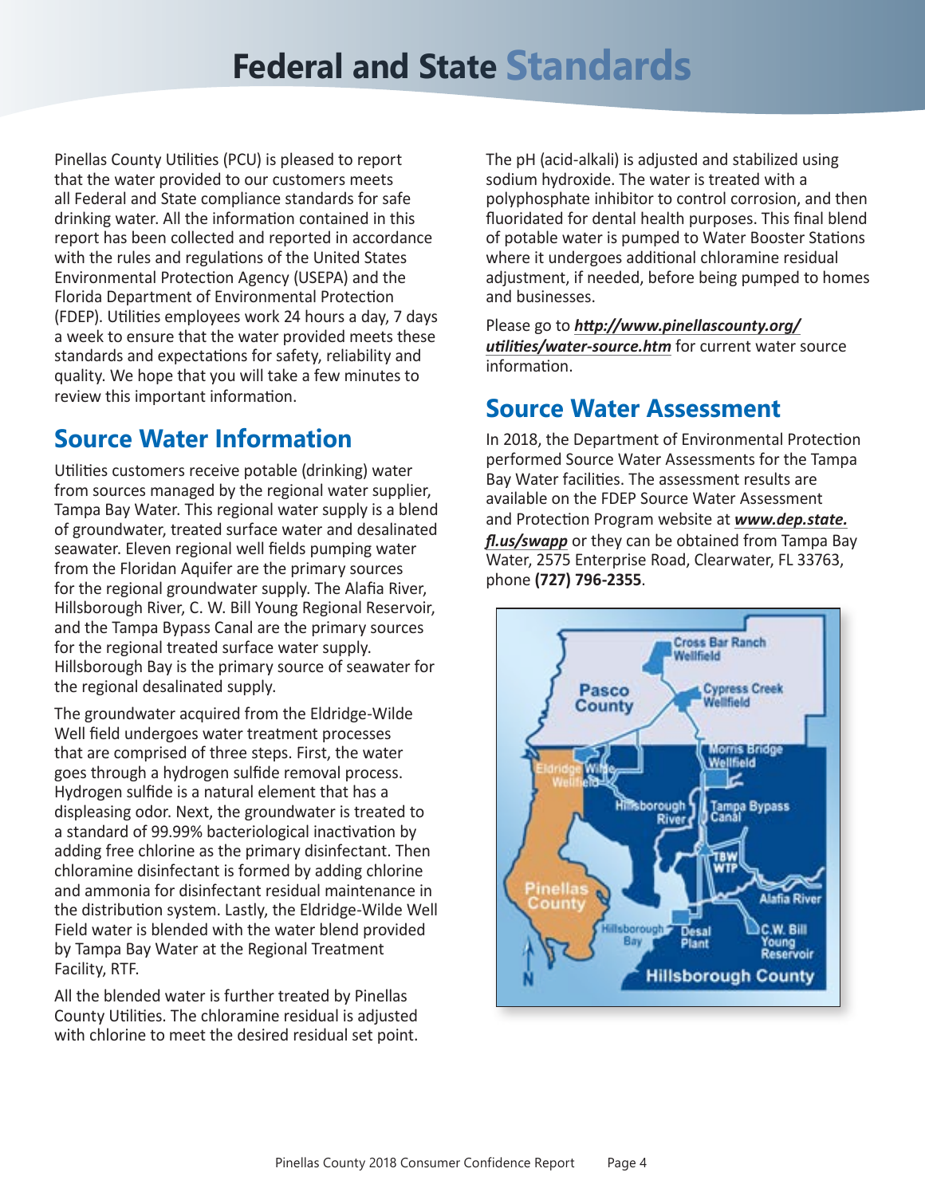# Federal and State Standards

Pinellas County Utilities (PCU) is pleased to report that the water provided to our customers meets all Federal and State compliance standards for safe drinking water. All the information contained in this report has been collected and reported in accordance with the rules and regulations of the United States Environmental Protection Agency (USEPA) and the Florida Department of Environmental Protection (FDEP). Utilities employees work 24 hours a day, 7 days a week to ensure that the water provided meets these standards and expectations for safety, reliability and quality. We hope that you will take a few minutes to review this important information.

## Source Water Information

Utilities customers receive potable (drinking) water from sources managed by the regional water supplier, Tampa Bay Water. This regional water supply is a blend of groundwater, treated surface water and desalinated seawater. Eleven regional well fields pumping water from the Floridan Aquifer are the primary sources for the regional groundwater supply. The Alafia River, Hillsborough River, C. W. Bill Young Regional Reservoir, and the Tampa Bypass Canal are the primary sources for the regional treated surface water supply. Hillsborough Bay is the primary source of seawater for the regional desalinated supply.

The groundwater acquired from the Eldridge-Wilde Well field undergoes water treatment processes that are comprised of three steps. First, the water goes through a hydrogen sulfide removal process. Hydrogen sulfide is a natural element that has a displeasing odor. Next, the groundwater is treated to a standard of 99.99% bacteriological inactivation by adding free chlorine as the primary disinfectant. Then chloramine disinfectant is formed by adding chlorine and ammonia for disinfectant residual maintenance in the distribution system. Lastly, the Eldridge-Wilde Well Field water is blended with the water blend provided by Tampa Bay Water at the Regional Treatment Facility, RTF.

All the blended water is further treated by Pinellas County Utilities. The chloramine residual is adjusted with chlorine to meet the desired residual set point. The pH (acid-alkali) is adjusted and stabilized using sodium hydroxide. The water is treated with a polyphosphate inhibitor to control corrosion, and then fluoridated for dental health purposes. This final blend of potable water is pumped to Water Booster Stations where it undergoes additional chloramine residual adjustment, if needed, before being pumped to homes and businesses.

Please go to ***http://www.pinellascounty.org/utilities/water-source.htm*** for current water source information.

## Source Water Assessment

In 2018, the Department of Environmental Protection performed Source Water Assessments for the Tampa Bay Water facilities. The assessment results are available on the FDEP Source Water Assessment and Protection Program website at ***www.dep.state.fl.us/swapp*** or they can be obtained from Tampa Bay Water, 2575 Enterprise Road, Clearwater, FL 33763, phone **(727) 796-2355**.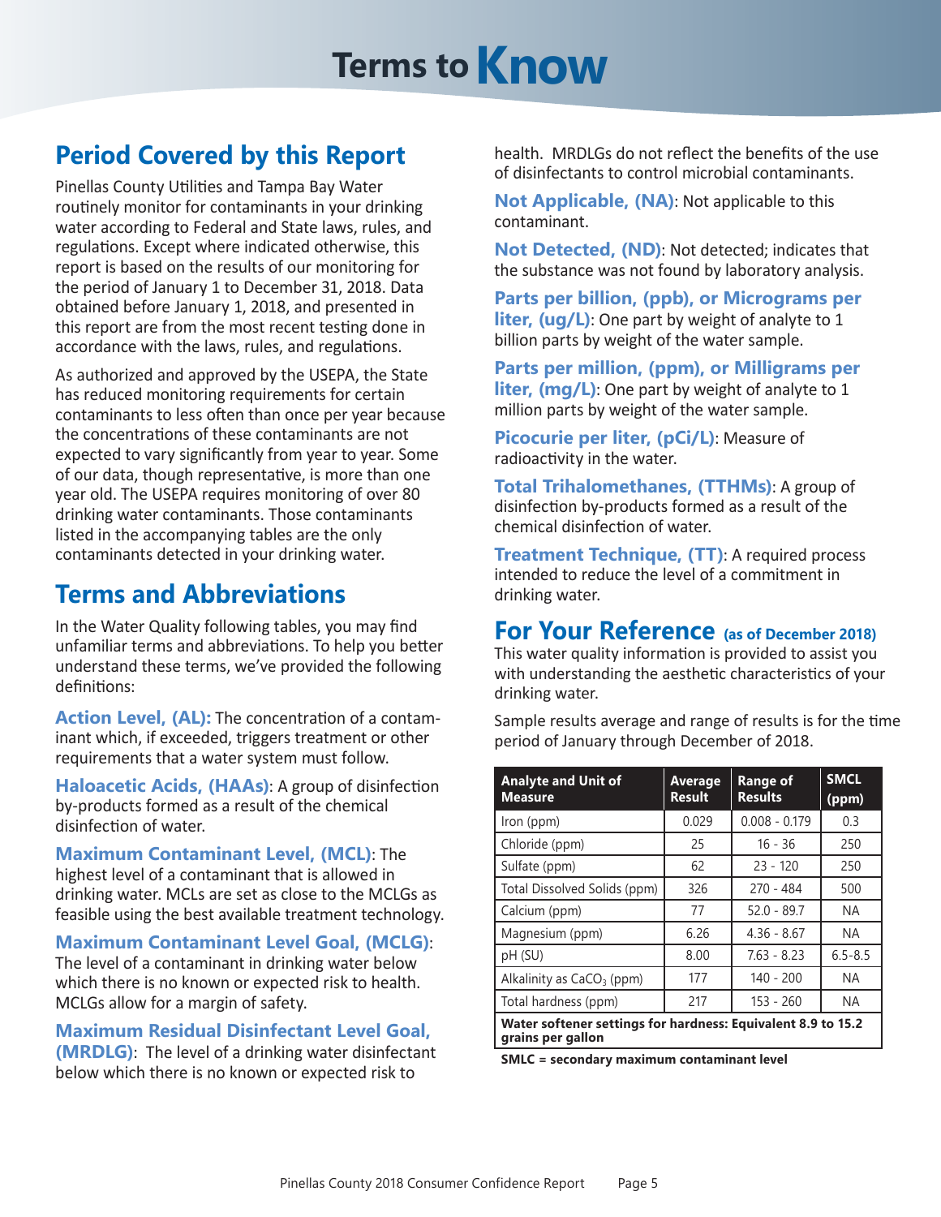# Terms to Know

## Period Covered by this Report

Pinellas County Utilities and Tampa Bay Water routinely monitor for contaminants in your drinking water according to Federal and State laws, rules, and regulations. Except where indicated otherwise, this report is based on the results of our monitoring for the period of January 1 to December 31, 2018. Data obtained before January 1, 2018, and presented in this report are from the most recent testing done in accordance with the laws, rules, and regulations.

As authorized and approved by the USEPA, the State has reduced monitoring requirements for certain contaminants to less often than once per year because the concentrations of these contaminants are not expected to vary significantly from year to year. Some of our data, though representative, is more than one year old. The USEPA requires monitoring of over 80 drinking water contaminants. Those contaminants listed in the accompanying tables are the only contaminants detected in your drinking water.

## Terms and Abbreviations

In the Water Quality following tables, you may find unfamiliar terms and abbreviations. To help you better understand these terms, we've provided the following definitions:

**Action Level, (AL):** The concentration of a contaminant which, if exceeded, triggers treatment or other requirements that a water system must follow.

**Haloacetic Acids, (HAAs)**: A group of disinfection by-products formed as a result of the chemical disinfection of water.

**Maximum Contaminant Level, (MCL)**: The highest level of a contaminant that is allowed in drinking water. MCLs are set as close to the MCLGs as feasible using the best available treatment technology.

**Maximum Contaminant Level Goal, (MCLG)**: The level of a contaminant in drinking water below which there is no known or expected risk to health. MCLGs allow for a margin of safety.

**Maximum Residual Disinfectant Level Goal, (MRDLG)**: The level of a drinking water disinfectant below which there is no known or expected risk to health. MRDLGs do not reflect the benefits of the use of disinfectants to control microbial contaminants.

**Not Applicable, (NA)**: Not applicable to this contaminant.

**Not Detected, (ND)**: Not detected; indicates that the substance was not found by laboratory analysis.

**Parts per billion, (ppb), or Micrograms per liter, (ug/L)**: One part by weight of analyte to 1 billion parts by weight of the water sample.

**Parts per million, (ppm), or Milligrams per liter, (mg/L)**: One part by weight of analyte to 1 million parts by weight of the water sample.

**Picocurie per liter, (pCi/L)**: Measure of radioactivity in the water.

**Total Trihalomethanes, (TTHMs)**: A group of disinfection by-products formed as a result of the chemical disinfection of water.

**Treatment Technique, (TT)**: A required process intended to reduce the level of a commitment in drinking water.

## For Your Reference (as of December 2018)

This water quality information is provided to assist you with understanding the aesthetic characteristics of your drinking water.

Sample results average and range of results is for the time period of January through December of 2018.

| Analyte and Unit of Measure | Average Result | Range of Results | SMCL (ppm) |
|---|---|---|---|
| Iron (ppm) | 0.029 | 0.008 - 0.179 | 0.3 |
| Chloride (ppm) | 25 | 16 - 36 | 250 |
| Sulfate (ppm) | 62 | 23 - 120 | 250 |
| Total Dissolved Solids (ppm) | 326 | 270 - 484 | 500 |
| Calcium (ppm) | 77 | 52.0 - 89.7 | NA |
| Magnesium (ppm) | 6.26 | 4.36 - 8.67 | NA |
| pH (SU) | 8.00 | 7.63 - 8.23 | 6.5-8.5 |
| Alkalinity as $CaCO_3$ (ppm) | 177 | 140 - 200 | NA |
| Total hardness (ppm) | 217 | 153 - 260 | NA |
| **Water softener settings for hardness: Equivalent 8.9 to 15.2 grains per gallon** | | | |

**SMLC = secondary maximum contaminant level**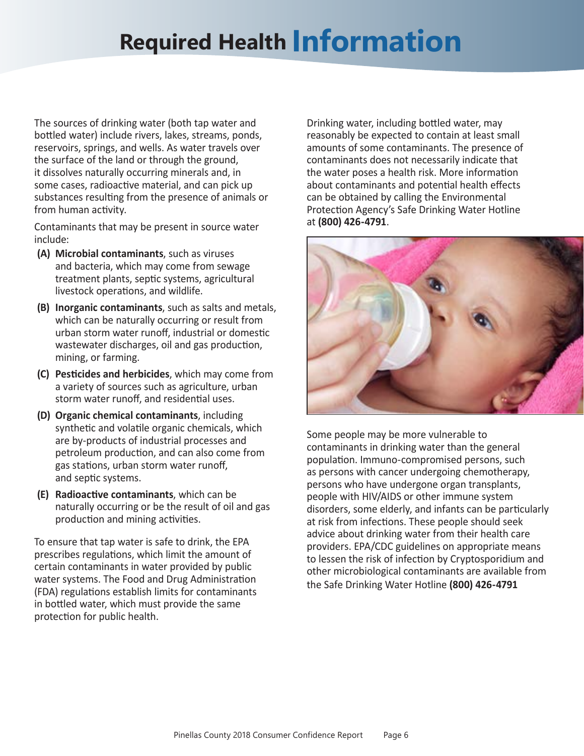# Required Health Information

The sources of drinking water (both tap water and bottled water) include rivers, lakes, streams, ponds, reservoirs, springs, and wells. As water travels over the surface of the land or through the ground, it dissolves naturally occurring minerals and, in some cases, radioactive material, and can pick up substances resulting from the presence of animals or from human activity.

Contaminants that may be present in source water include:

- **(A) Microbial contaminants**, such as viruses and bacteria, which may come from sewage treatment plants, septic systems, agricultural livestock operations, and wildlife.
- **(B) Inorganic contaminants**, such as salts and metals, which can be naturally occurring or result from urban storm water runoff, industrial or domestic wastewater discharges, oil and gas production, mining, or farming.
- **(C) Pesticides and herbicides**, which may come from a variety of sources such as agriculture, urban storm water runoff, and residential uses.
- **(D) Organic chemical contaminants**, including synthetic and volatile organic chemicals, which are by-products of industrial processes and petroleum production, and can also come from gas stations, urban storm water runoff, and septic systems.
- **(E) Radioactive contaminants**, which can be naturally occurring or be the result of oil and gas production and mining activities.

To ensure that tap water is safe to drink, the EPA prescribes regulations, which limit the amount of certain contaminants in water provided by public water systems. The Food and Drug Administration (FDA) regulations establish limits for contaminants in bottled water, which must provide the same protection for public health.

Drinking water, including bottled water, may reasonably be expected to contain at least small amounts of some contaminants. The presence of contaminants does not necessarily indicate that the water poses a health risk. More information about contaminants and potential health effects can be obtained by calling the Environmental Protection Agency's Safe Drinking Water Hotline at **(800) 426-4791**.

Some people may be more vulnerable to contaminants in drinking water than the general population. Immuno-compromised persons, such as persons with cancer undergoing chemotherapy, persons who have undergone organ transplants, people with HIV/AIDS or other immune system disorders, some elderly, and infants can be particularly at risk from infections. These people should seek advice about drinking water from their health care providers. EPA/CDC guidelines on appropriate means to lessen the risk of infection by Cryptosporidium and other microbiological contaminants are available from the Safe Drinking Water Hotline **(800) 426-4791**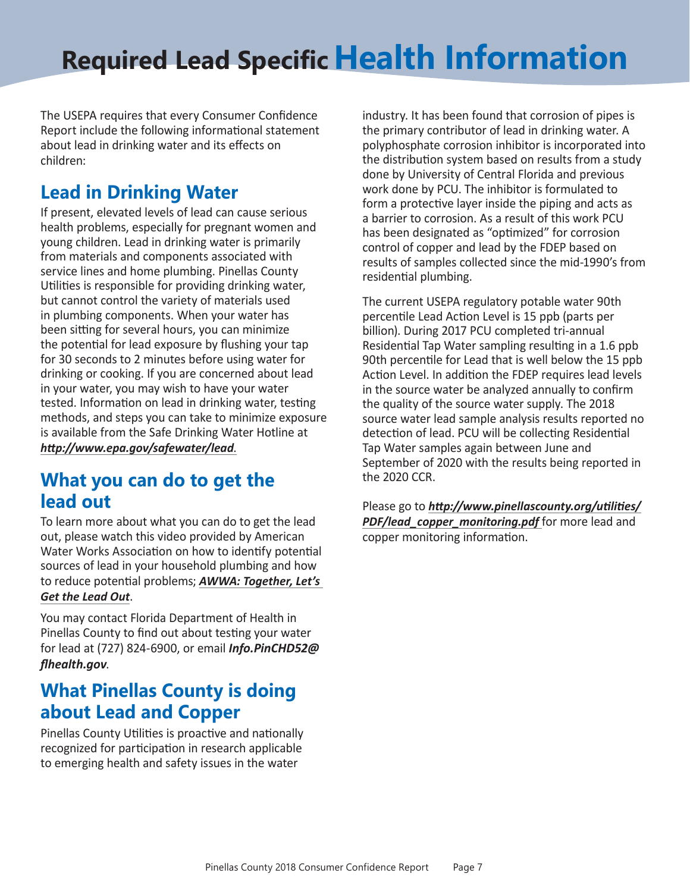# Required Lead Specific Health Information

The USEPA requires that every Consumer Confidence Report include the following informational statement about lead in drinking water and its effects on children:

## Lead in Drinking Water

If present, elevated levels of lead can cause serious health problems, especially for pregnant women and young children. Lead in drinking water is primarily from materials and components associated with service lines and home plumbing. Pinellas County Utilities is responsible for providing drinking water, but cannot control the variety of materials used in plumbing components. When your water has been sitting for several hours, you can minimize the potential for lead exposure by flushing your tap for 30 seconds to 2 minutes before using water for drinking or cooking. If you are concerned about lead in your water, you may wish to have your water tested. Information on lead in drinking water, testing methods, and steps you can take to minimize exposure is available from the Safe Drinking Water Hotline at ***http://www.epa.gov/safewater/lead***.

## What you can do to get the lead out

To learn more about what you can do to get the lead out, please watch this video provided by American Water Works Association on how to identify potential sources of lead in your household plumbing and how to reduce potential problems; ***AWWA: Together, Let's Get the Lead Out***.

You may contact Florida Department of Health in Pinellas County to find out about testing your water for lead at (727) 824-6900, or email ***Info.PinCHD52@flhealth.gov***.

## What Pinellas County is doing about Lead and Copper

Pinellas County Utilities is proactive and nationally recognized for participation in research applicable to emerging health and safety issues in the water industry. It has been found that corrosion of pipes is the primary contributor of lead in drinking water. A polyphosphate corrosion inhibitor is incorporated into the distribution system based on results from a study done by University of Central Florida and previous work done by PCU. The inhibitor is formulated to form a protective layer inside the piping and acts as a barrier to corrosion. As a result of this work PCU has been designated as "optimized" for corrosion control of copper and lead by the FDEP based on results of samples collected since the mid-1990's from residential plumbing.

The current USEPA regulatory potable water 90th percentile Lead Action Level is 15 ppb (parts per billion). During 2017 PCU completed tri-annual Residential Tap Water sampling resulting in a 1.6 ppb 90th percentile for Lead that is well below the 15 ppb Action Level. In addition the FDEP requires lead levels in the source water be analyzed annually to confirm the quality of the source water supply. The 2018 source water lead sample analysis results reported no detection of lead. PCU will be collecting Residential Tap Water samples again between June and September of 2020 with the results being reported in the 2020 CCR.

Please go to ***http://www.pinellascounty.org/utilities/PDF/lead_copper_monitoring.pdf*** for more lead and copper monitoring information.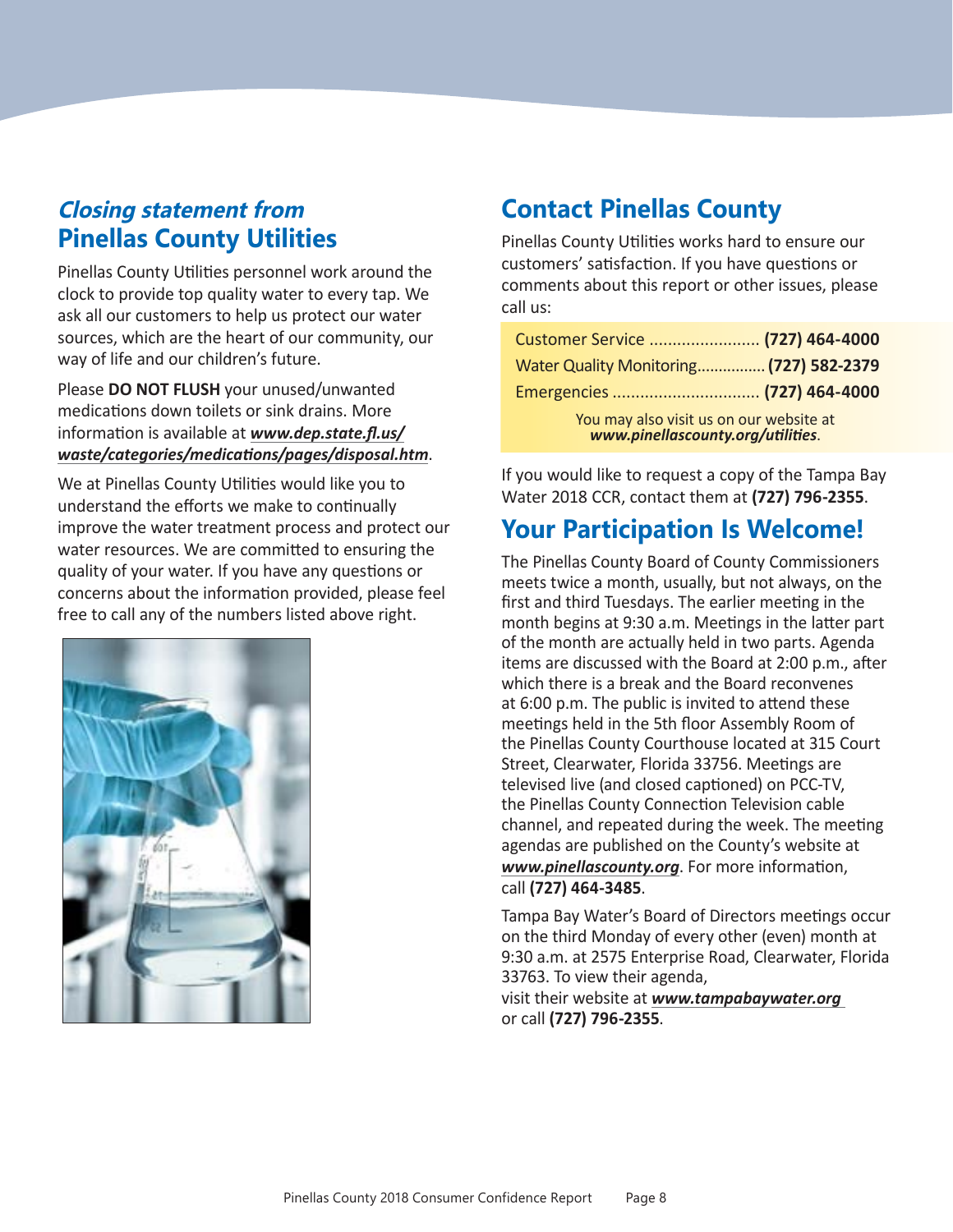## *Closing statement from* Pinellas County Utilities

Pinellas County Utilities personnel work around the clock to provide top quality water to every tap. We ask all our customers to help us protect our water sources, which are the heart of our community, our way of life and our children's future.

Please **DO NOT FLUSH** your unused/unwanted medications down toilets or sink drains. More information is available at ***www.dep.state.fl.us/waste/categories/medications/pages/disposal.htm***.

We at Pinellas County Utilities would like you to understand the efforts we make to continually improve the water treatment process and protect our water resources. We are committed to ensuring the quality of your water. If you have any questions or concerns about the information provided, please feel free to call any of the numbers listed above right.

## Contact Pinellas County

Pinellas County Utilities works hard to ensure our customers' satisfaction. If you have questions or comments about this report or other issues, please call us:

Customer Service ........................ **(727) 464-4000**

Water Quality Monitoring................ **(727) 582-2379**

Emergencies ................................ **(727) 464-4000**

You may also visit us on our website at ***www.pinellascounty.org/utilities***.

If you would like to request a copy of the Tampa Bay Water 2018 CCR, contact them at **(727) 796-2355**.

## Your Participation Is Welcome!

The Pinellas County Board of County Commissioners meets twice a month, usually, but not always, on the first and third Tuesdays. The earlier meeting in the month begins at 9:30 a.m. Meetings in the latter part of the month are actually held in two parts. Agenda items are discussed with the Board at 2:00 p.m., after which there is a break and the Board reconvenes at 6:00 p.m. The public is invited to attend these meetings held in the 5th floor Assembly Room of the Pinellas County Courthouse located at 315 Court Street, Clearwater, Florida 33756. Meetings are televised live (and closed captioned) on PCC-TV, the Pinellas County Connection Television cable channel, and repeated during the week. The meeting agendas are published on the County's website at ***www.pinellascounty.org***. For more information, call **(727) 464-3485**.

Tampa Bay Water's Board of Directors meetings occur on the third Monday of every other (even) month at 9:30 a.m. at 2575 Enterprise Road, Clearwater, Florida 33763. To view their agenda, visit their website at ***www.tampabaywater.org*** or call **(727) 796-2355**.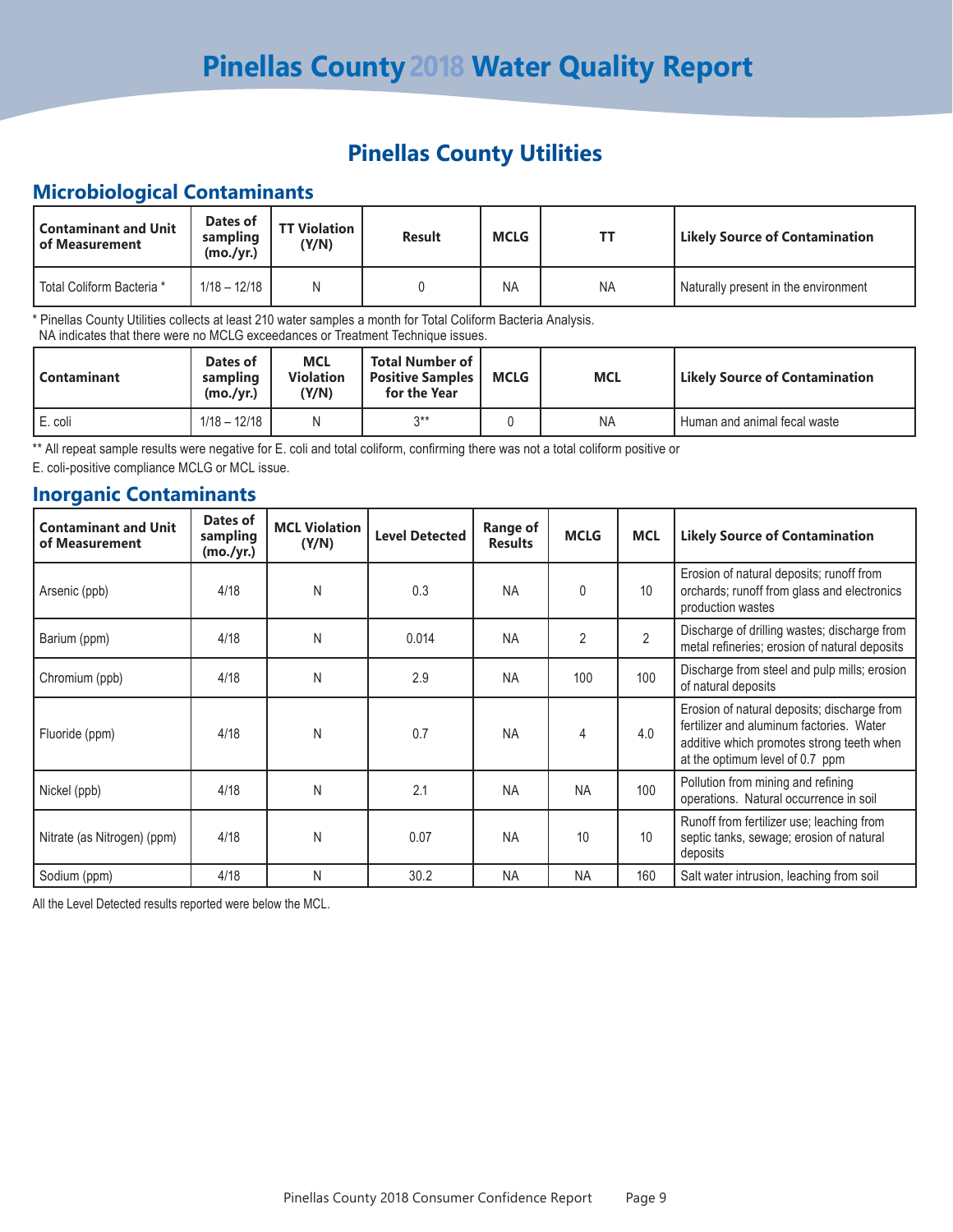# Pinellas County 2018 Water Quality Report

## Pinellas County Utilities

### Microbiological Contaminants

| Contaminant and Unit of Measurement | Dates of sampling (mo./yr.) | TT Violation (Y/N) | Result | MCLG | TT | Likely Source of Contamination |
|---|---|---|---|---|---|---|
| Total Coliform Bacteria * | 1/18 – 12/18 | N | 0 | NA | NA | Naturally present in the environment |

\* Pinellas County Utilities collects at least 210 water samples a month for Total Coliform Bacteria Analysis.
NA indicates that there were no MCLG exceedances or Treatment Technique issues.

| Contaminant | Dates of sampling (mo./yr.) | MCL Violation (Y/N) | Total Number of Positive Samples for the Year | MCLG | MCL | Likely Source of Contamination |
|---|---|---|---|---|---|---|
| E. coli | 1/18 – 12/18 | N | 3** | 0 | NA | Human and animal fecal waste |

** All repeat sample results were negative for E. coli and total coliform, confirming there was not a total coliform positive or E. coli-positive compliance MCLG or MCL issue.

### Inorganic Contaminants

| Contaminant and Unit of Measurement | Dates of sampling (mo./yr.) | MCL Violation (Y/N) | Level Detected | Range of Results | MCLG | MCL | Likely Source of Contamination |
|---|---|---|---|---|---|---|---|
| Arsenic (ppb) | 4/18 | N | 0.3 | NA | 0 | 10 | Erosion of natural deposits; runoff from orchards; runoff from glass and electronics production wastes |
| Barium (ppm) | 4/18 | N | 0.014 | NA | 2 | 2 | Discharge of drilling wastes; discharge from metal refineries; erosion of natural deposits |
| Chromium (ppb) | 4/18 | N | 2.9 | NA | 100 | 100 | Discharge from steel and pulp mills; erosion of natural deposits |
| Fluoride (ppm) | 4/18 | N | 0.7 | NA | 4 | 4.0 | Erosion of natural deposits; discharge from fertilizer and aluminum factories. Water additive which promotes strong teeth when at the optimum level of 0.7 ppm |
| Nickel (ppb) | 4/18 | N | 2.1 | NA | NA | 100 | Pollution from mining and refining operations. Natural occurrence in soil |
| Nitrate (as Nitrogen) (ppm) | 4/18 | N | 0.07 | NA | 10 | 10 | Runoff from fertilizer use; leaching from septic tanks, sewage; erosion of natural deposits |
| Sodium (ppm) | 4/18 | N | 30.2 | NA | NA | 160 | Salt water intrusion, leaching from soil |

All the Level Detected results reported were below the MCL.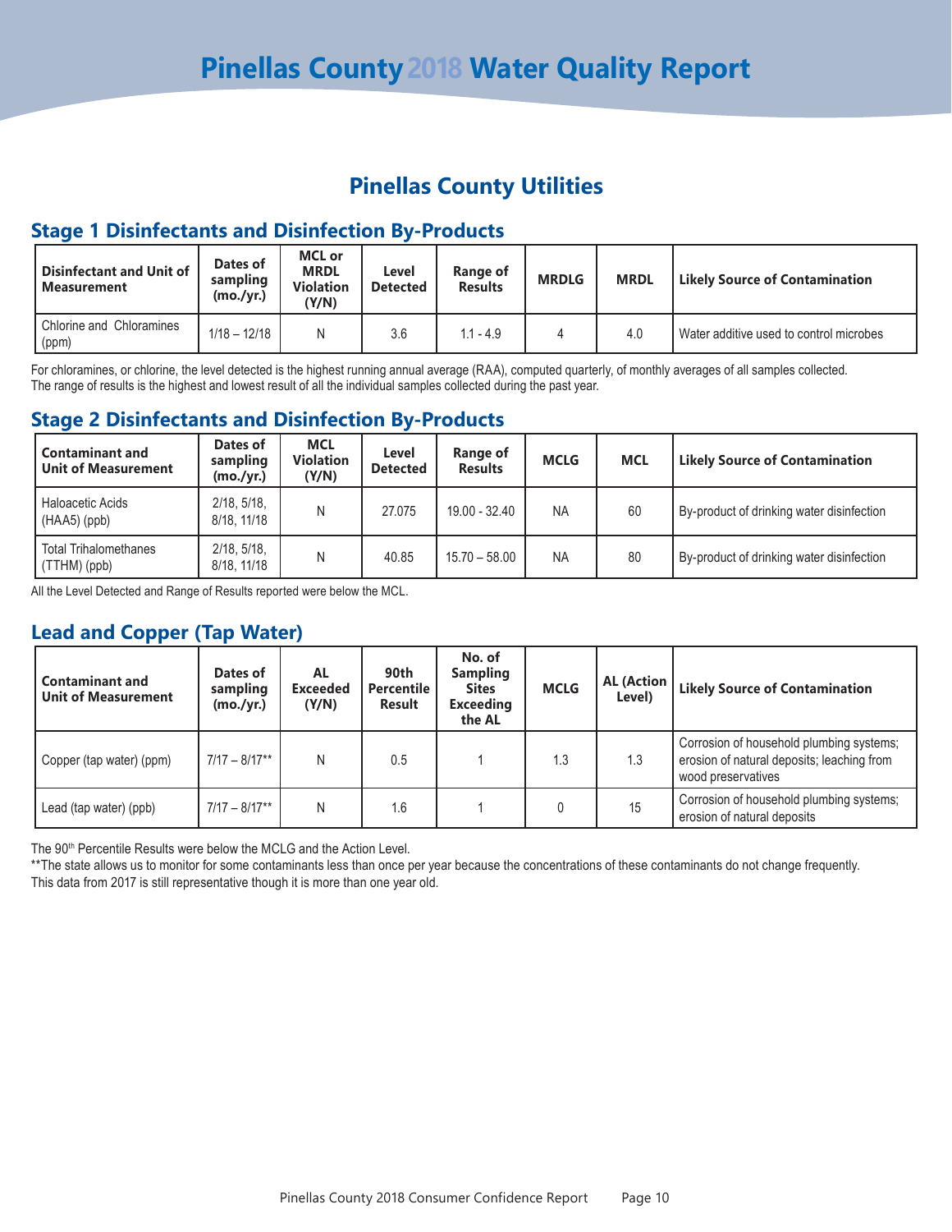# Pinellas County 2018 Water Quality Report

## Pinellas County Utilities

### Stage 1 Disinfectants and Disinfection By-Products

| Disinfectant and Unit of Measurement | Dates of sampling (mo./yr.) | MCL or MRDL Violation (Y/N) | Level Detected | Range of Results | MRDLG | MRDL | Likely Source of Contamination |
|---|---|---|---|---|---|---|---|
| Chlorine and Chloramines (ppm) | 1/18 – 12/18 | N | 3.6 | 1.1 - 4.9 | 4 | 4.0 | Water additive used to control microbes |

For chloramines, or chlorine, the level detected is the highest running annual average (RAA), computed quarterly, of monthly averages of all samples collected.
The range of results is the highest and lowest result of all the individual samples collected during the past year.

### Stage 2 Disinfectants and Disinfection By-Products

| Contaminant and Unit of Measurement | Dates of sampling (mo./yr.) | MCL Violation (Y/N) | Level Detected | Range of Results | MCLG | MCL | Likely Source of Contamination |
|---|---|---|---|---|---|---|---|
| Haloacetic Acids (HAA5) (ppb) | 2/18, 5/18, 8/18, 11/18 | N | 27.075 | 19.00 - 32.40 | NA | 60 | By-product of drinking water disinfection |
| Total Trihalomethanes (TTHM) (ppb) | 2/18, 5/18, 8/18, 11/18 | N | 40.85 | 15.70 – 58.00 | NA | 80 | By-product of drinking water disinfection |

All the Level Detected and Range of Results reported were below the MCL.

### Lead and Copper (Tap Water)

| Contaminant and Unit of Measurement | Dates of sampling (mo./yr.) | AL Exceeded (Y/N) | 90th Percentile Result | No. of Sampling Sites Exceeding the AL | MCLG | AL (Action Level) | Likely Source of Contamination |
|---|---|---|---|---|---|---|---|
| Copper (tap water) (ppm) | 7/17 – 8/17** | N | 0.5 | 1 | 1.3 | 1.3 | Corrosion of household plumbing systems; erosion of natural deposits; leaching from wood preservatives |
| Lead (tap water) (ppb) | 7/17 – 8/17** | N | 1.6 | 1 | 0 | 15 | Corrosion of household plumbing systems; erosion of natural deposits |

The 90th Percentile Results were below the MCLG and the Action Level.

**The state allows us to monitor for some contaminants less than once per year because the concentrations of these contaminants do not change frequently. This data from 2017 is still representative though it is more than one year old.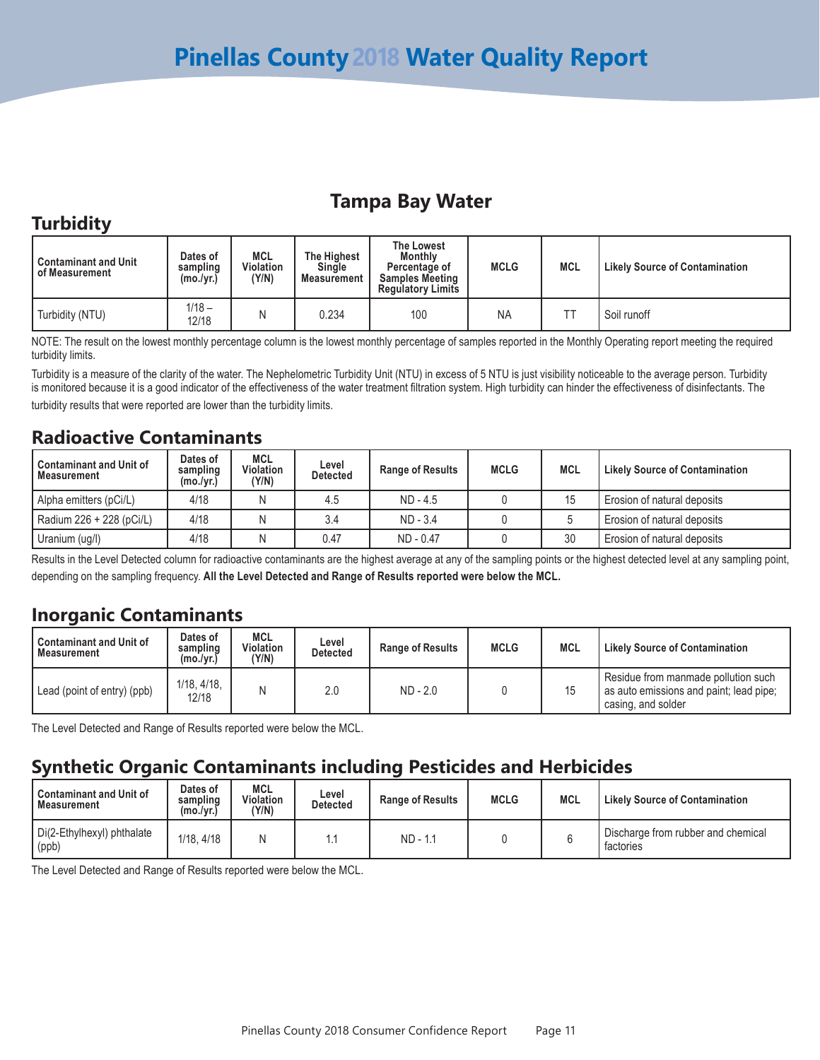# Pinellas County 2018 Water Quality Report

## Tampa Bay Water

### Turbidity

| Contaminant and Unit of Measurement | Dates of sampling (mo./yr.) | MCL Violation (Y/N) | The Highest Single Measurement | The Lowest Monthly Percentage of Samples Meeting Regulatory Limits | MCLG | MCL | Likely Source of Contamination |
|---|---|---|---|---|---|---|---|
| Turbidity (NTU) | 1/18 – 12/18 | N | 0.234 | 100 | NA | TT | Soil runoff |

NOTE: The result on the lowest monthly percentage column is the lowest monthly percentage of samples reported in the Monthly Operating report meeting the required turbidity limits.

Turbidity is a measure of the clarity of the water. The Nephelometric Turbidity Unit (NTU) in excess of 5 NTU is just visibility noticeable to the average person. Turbidity is monitored because it is a good indicator of the effectiveness of the water treatment filtration system. High turbidity can hinder the effectiveness of disinfectants. The turbidity results that were reported are lower than the turbidity limits.

### Radioactive Contaminants

| Contaminant and Unit of Measurement | Dates of sampling (mo./yr.) | MCL Violation (Y/N) | Level Detected | Range of Results | MCLG | MCL | Likely Source of Contamination |
|---|---|---|---|---|---|---|---|
| Alpha emitters (pCi/L) | 4/18 | N | 4.5 | ND - 4.5 | 0 | 15 | Erosion of natural deposits |
| Radium 226 + 228 (pCi/L) | 4/18 | N | 3.4 | ND - 3.4 | 0 | 5 | Erosion of natural deposits |
| Uranium (ug/l) | 4/18 | N | 0.47 | ND - 0.47 | 0 | 30 | Erosion of natural deposits |

Results in the Level Detected column for radioactive contaminants are the highest average at any of the sampling points or the highest detected level at any sampling point, depending on the sampling frequency. **All the Level Detected and Range of Results reported were below the MCL.**

### Inorganic Contaminants

| Contaminant and Unit of Measurement | Dates of sampling (mo./yr.) | MCL Violation (Y/N) | Level Detected | Range of Results | MCLG | MCL | Likely Source of Contamination |
|---|---|---|---|---|---|---|---|
| Lead (point of entry) (ppb) | 1/18, 4/18, 12/18 | N | 2.0 | ND - 2.0 | 0 | 15 | Residue from manmade pollution such as auto emissions and paint; lead pipe; casing, and solder |

The Level Detected and Range of Results reported were below the MCL.

### Synthetic Organic Contaminants including Pesticides and Herbicides

| Contaminant and Unit of Measurement | Dates of sampling (mo./yr.) | MCL Violation (Y/N) | Level Detected | Range of Results | MCLG | MCL | Likely Source of Contamination |
|---|---|---|---|---|---|---|---|
| Di(2-Ethylhexyl) phthalate (ppb) | 1/18, 4/18 | N | 1.1 | ND - 1.1 | 0 | 6 | Discharge from rubber and chemical factories |

The Level Detected and Range of Results reported were below the MCL.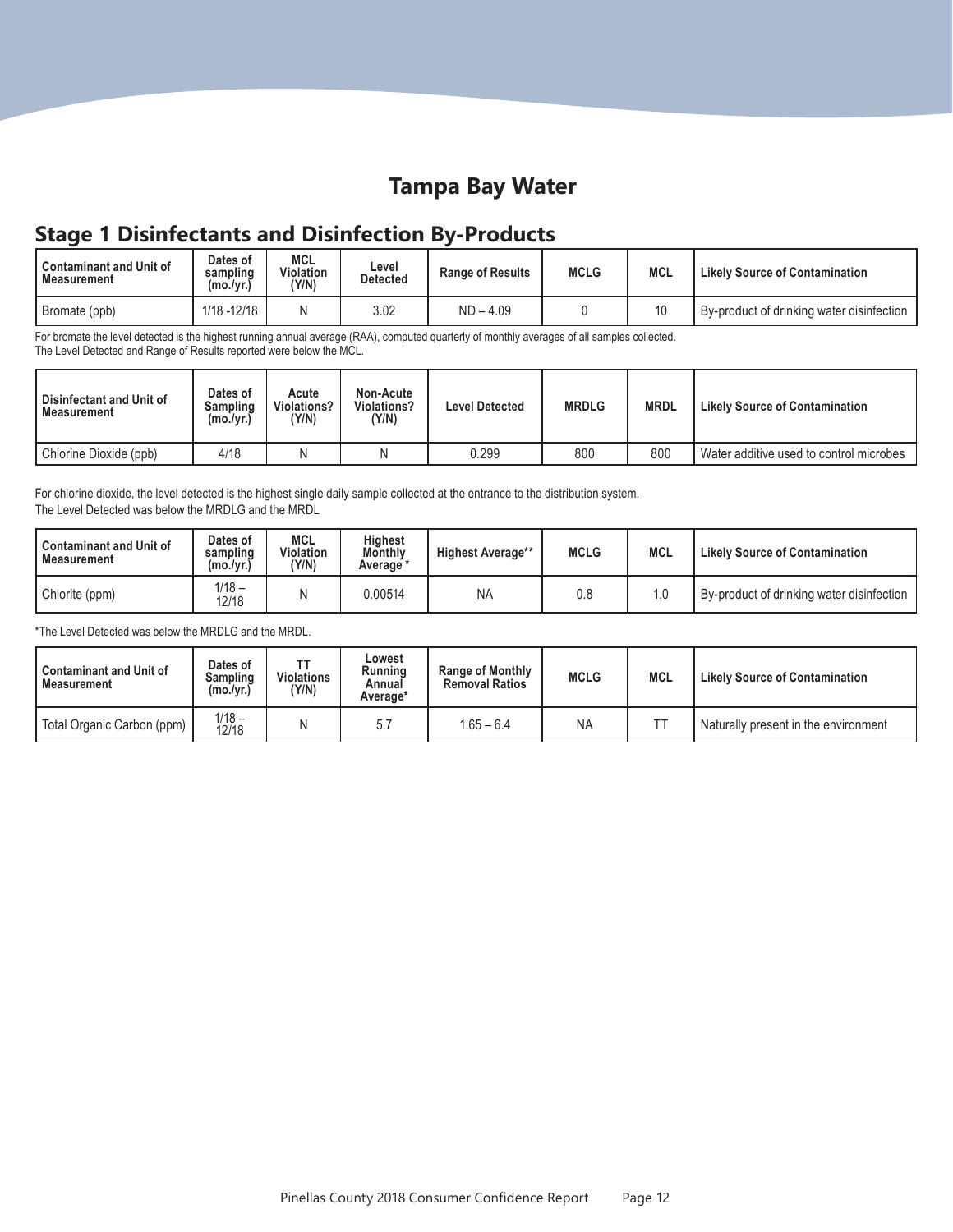## Tampa Bay Water

## Stage 1 Disinfectants and Disinfection By-Products

| Contaminant and Unit of Measurement | Dates of sampling (mo./yr.) | MCL Violation (Y/N) | Level Detected | Range of Results | MCLG | MCL | Likely Source of Contamination |
|---|---|---|---|---|---|---|---|
| Bromate (ppb) | 1/18 -12/18 | N | 3.02 | ND – 4.09 | 0 | 10 | By-product of drinking water disinfection |

For bromate the level detected is the highest running annual average (RAA), computed quarterly of monthly averages of all samples collected.
The Level Detected and Range of Results reported were below the MCL.

| Disinfectant and Unit of Measurement | Dates of Sampling (mo./yr.) | Acute Violations? (Y/N) | Non-Acute Violations? (Y/N) | Level Detected | MRDLG | MRDL | Likely Source of Contamination |
|---|---|---|---|---|---|---|---|
| Chlorine Dioxide (ppb) | 4/18 | N | N | 0.299 | 800 | 800 | Water additive used to control microbes |

For chlorine dioxide, the level detected is the highest single daily sample collected at the entrance to the distribution system.
The Level Detected was below the MRDLG and the MRDL

| Contaminant and Unit of Measurement | Dates of sampling (mo./yr.) | MCL Violation (Y/N) | Highest Monthly Average * | Highest Average** | MCLG | MCL | Likely Source of Contamination |
|---|---|---|---|---|---|---|---|
| Chlorite (ppm) | 1/18 – 12/18 | N | 0.00514 | NA | 0.8 | 1.0 | By-product of drinking water disinfection |

*The Level Detected was below the MRDLG and the MRDL.

| Contaminant and Unit of Measurement | Dates of Sampling (mo./yr.) | TT Violations (Y/N) | Lowest Running Annual Average* | Range of Monthly Removal Ratios | MCLG | MCL | Likely Source of Contamination |
|---|---|---|---|---|---|---|---|
| Total Organic Carbon (ppm) | 1/18 – 12/18 | N | 5.7 | 1.65 – 6.4 | NA | TT | Naturally present in the environment |